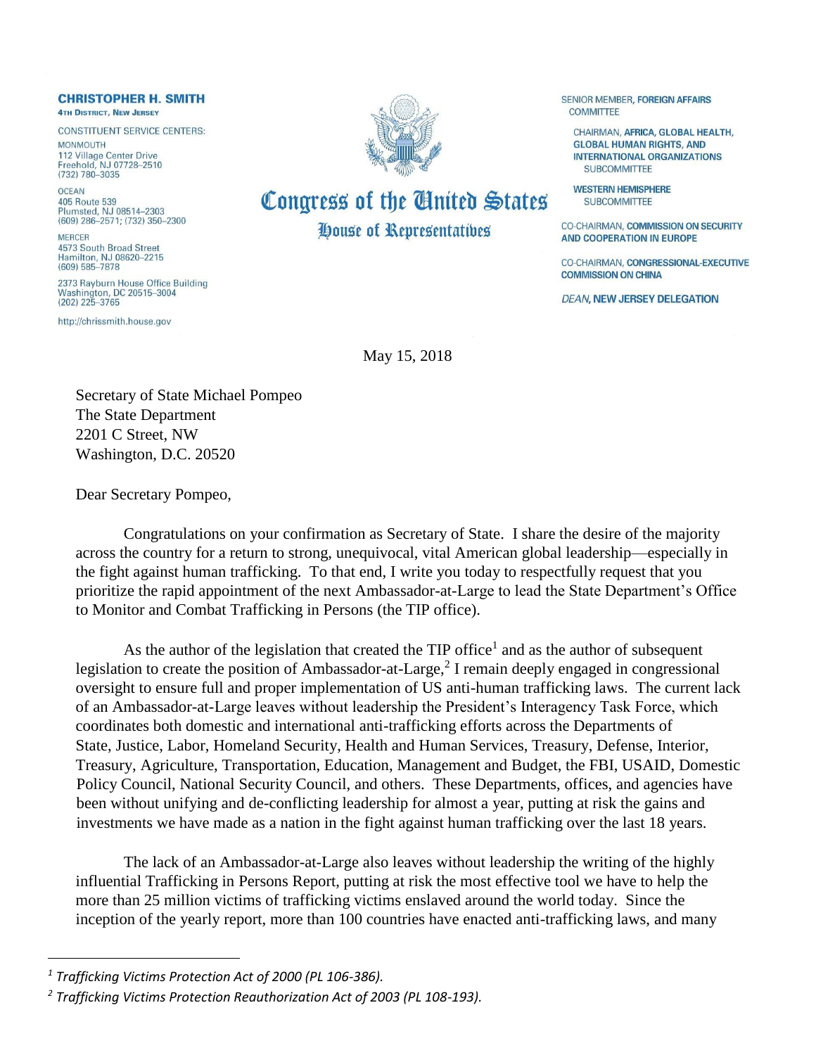**CHRISTOPHER H. SMITH**
4TH DISTRICT, NEW JERSEY

CONSTITUENT SERVICE CENTERS:

MONMOUTH
112 Village Center Drive
Freehold, NJ 07728–2510
(732) 780–3035

OCEAN
405 Route 539
Plumsted, NJ 08514–2303
(609) 286–2571; (732) 350–2300

MERCER
4573 South Broad Street
Hamilton, NJ 08620–2215
(609) 585–7878

2373 Rayburn House Office Building
Washington, DC 20515–3004
(202) 225–3765

http://chrissmith.house.gov

# Congress of the United States
## House of Representatives

SENIOR MEMBER, **FOREIGN AFFAIRS** COMMITTEE

CHAIRMAN, **AFRICA, GLOBAL HEALTH, GLOBAL HUMAN RIGHTS, AND INTERNATIONAL ORGANIZATIONS** SUBCOMMITTEE

**WESTERN HEMISPHERE** SUBCOMMITTEE

CO-CHAIRMAN, **COMMISSION ON SECURITY AND COOPERATION IN EUROPE**

CO-CHAIRMAN, **CONGRESSIONAL-EXECUTIVE COMMISSION ON CHINA**

*DEAN*, **NEW JERSEY DELEGATION**

May 15, 2018

Secretary of State Michael Pompeo
The State Department
2201 C Street, NW
Washington, D.C. 20520

Dear Secretary Pompeo,

Congratulations on your confirmation as Secretary of State. I share the desire of the majority across the country for a return to strong, unequivocal, vital American global leadership—especially in the fight against human trafficking. To that end, I write you today to respectfully request that you prioritize the rapid appointment of the next Ambassador-at-Large to lead the State Department's Office to Monitor and Combat Trafficking in Persons (the TIP office).

As the author of the legislation that created the TIP office[1] and as the author of subsequent legislation to create the position of Ambassador-at-Large,[2] I remain deeply engaged in congressional oversight to ensure full and proper implementation of US anti-human trafficking laws. The current lack of an Ambassador-at-Large leaves without leadership the President's Interagency Task Force, which coordinates both domestic and international anti-trafficking efforts across the Departments of State, Justice, Labor, Homeland Security, Health and Human Services, Treasury, Defense, Interior, Treasury, Agriculture, Transportation, Education, Management and Budget, the FBI, USAID, Domestic Policy Council, National Security Council, and others. These Departments, offices, and agencies have been without unifying and de-conflicting leadership for almost a year, putting at risk the gains and investments we have made as a nation in the fight against human trafficking over the last 18 years.

The lack of an Ambassador-at-Large also leaves without leadership the writing of the highly influential Trafficking in Persons Report, putting at risk the most effective tool we have to help the more than 25 million victims of trafficking victims enslaved around the world today. Since the inception of the yearly report, more than 100 countries have enacted anti-trafficking laws, and many

---

*[1] Trafficking Victims Protection Act of 2000 (PL 106-386).*

*[2] Trafficking Victims Protection Reauthorization Act of 2003 (PL 108-193).*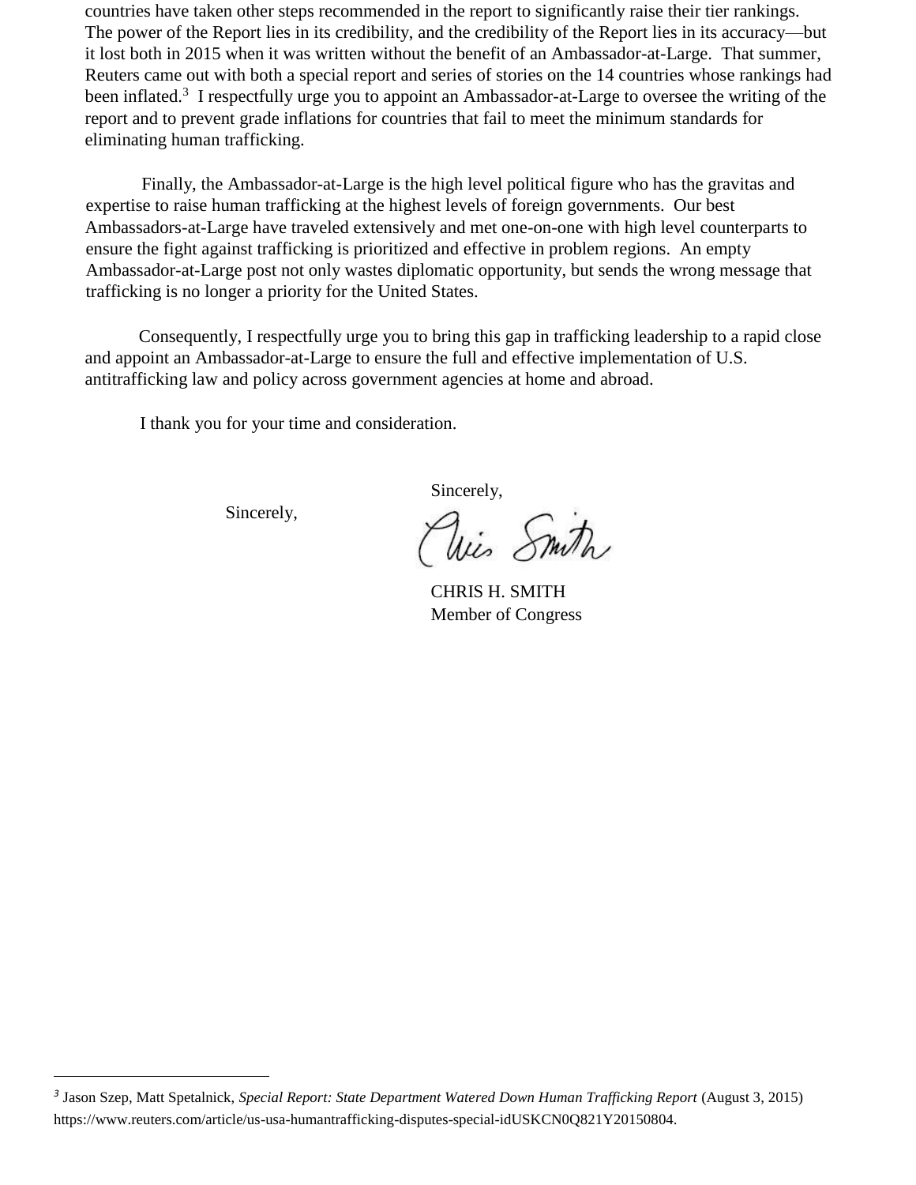countries have taken other steps recommended in the report to significantly raise their tier rankings. The power of the Report lies in its credibility, and the credibility of the Report lies in its accuracy—but it lost both in 2015 when it was written without the benefit of an Ambassador-at-Large. That summer, Reuters came out with both a special report and series of stories on the 14 countries whose rankings had been inflated.[3] I respectfully urge you to appoint an Ambassador-at-Large to oversee the writing of the report and to prevent grade inflations for countries that fail to meet the minimum standards for eliminating human trafficking.

Finally, the Ambassador-at-Large is the high level political figure who has the gravitas and expertise to raise human trafficking at the highest levels of foreign governments. Our best Ambassadors-at-Large have traveled extensively and met one-on-one with high level counterparts to ensure the fight against trafficking is prioritized and effective in problem regions. An empty Ambassador-at-Large post not only wastes diplomatic opportunity, but sends the wrong message that trafficking is no longer a priority for the United States.

Consequently, I respectfully urge you to bring this gap in trafficking leadership to a rapid close and appoint an Ambassador-at-Large to ensure the full and effective implementation of U.S. antitrafficking law and policy across government agencies at home and abroad.

I thank you for your time and consideration.

Sincerely,

Sincerely,

Chris Smith

CHRIS H. SMITH
Member of Congress

---

[3] Jason Szep, Matt Spetalnick, *Special Report: State Department Watered Down Human Trafficking Report* (August 3, 2015) https://www.reuters.com/article/us-usa-humantrafficking-disputes-special-idUSKCN0Q821Y20150804.